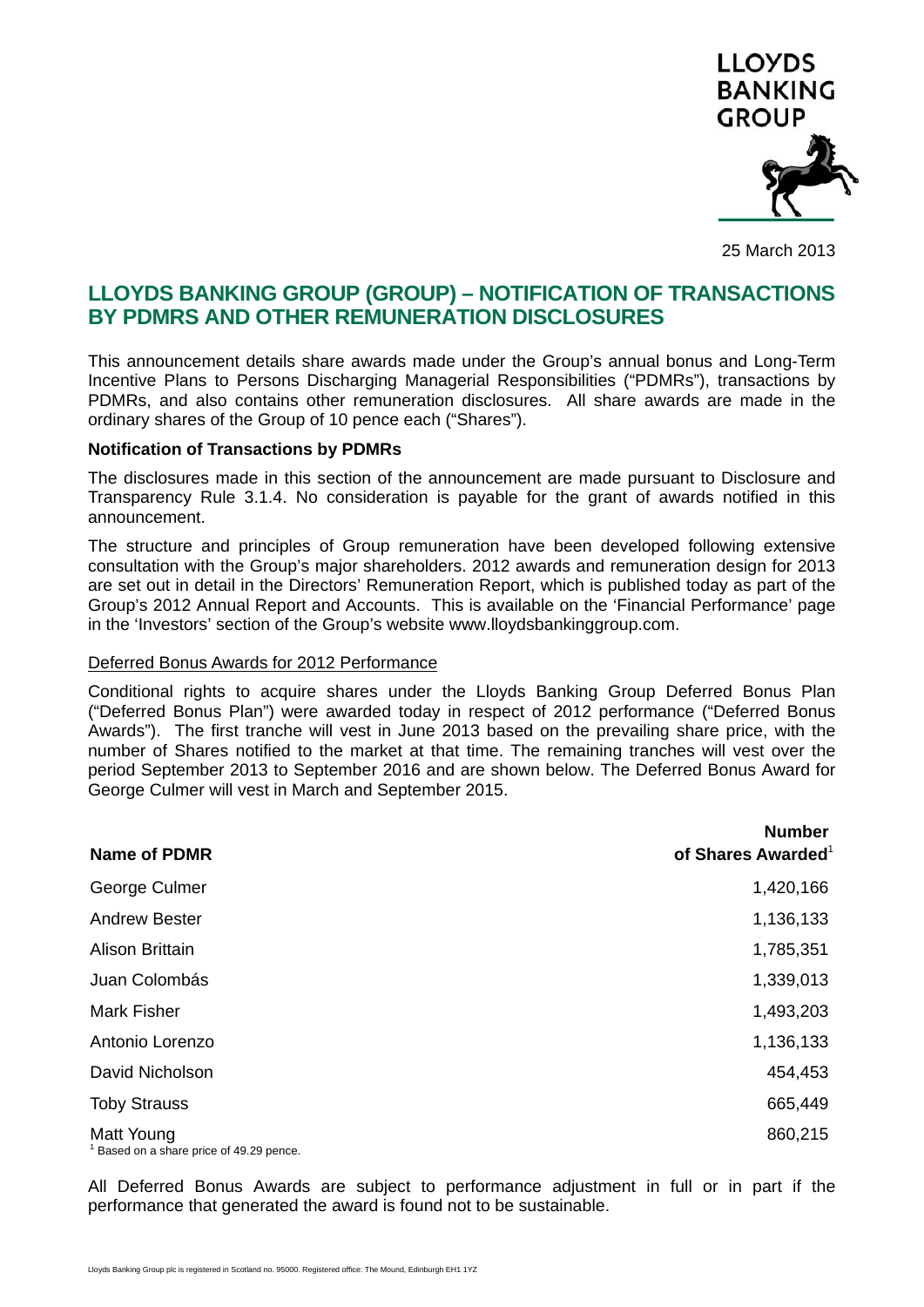LLOYDS BANKING GROUP

25 March 2013

# LLOYDS BANKING GROUP (GROUP) – NOTIFICATION OF TRANSACTIONS BY PDMRS AND OTHER REMUNERATION DISCLOSURES

This announcement details share awards made under the Group's annual bonus and Long-Term Incentive Plans to Persons Discharging Managerial Responsibilities ("PDMRs"), transactions by PDMRs, and also contains other remuneration disclosures. All share awards are made in the ordinary shares of the Group of 10 pence each ("Shares").

**Notification of Transactions by PDMRs**

The disclosures made in this section of the announcement are made pursuant to Disclosure and Transparency Rule 3.1.4. No consideration is payable for the grant of awards notified in this announcement.

The structure and principles of Group remuneration have been developed following extensive consultation with the Group's major shareholders. 2012 awards and remuneration design for 2013 are set out in detail in the Directors' Remuneration Report, which is published today as part of the Group's 2012 Annual Report and Accounts. This is available on the 'Financial Performance' page in the 'Investors' section of the Group's website www.lloydsbankinggroup.com.

Deferred Bonus Awards for 2012 Performance

Conditional rights to acquire shares under the Lloyds Banking Group Deferred Bonus Plan ("Deferred Bonus Plan") were awarded today in respect of 2012 performance ("Deferred Bonus Awards"). The first tranche will vest in June 2013 based on the prevailing share price, with the number of Shares notified to the market at that time. The remaining tranches will vest over the period September 2013 to September 2016 and are shown below. The Deferred Bonus Award for George Culmer will vest in March and September 2015.

| Name of PDMR | Number of Shares Awarded[1] |
|---|---|
| George Culmer | 1,420,166 |
| Andrew Bester | 1,136,133 |
| Alison Brittain | 1,785,351 |
| Juan Colombás | 1,339,013 |
| Mark Fisher | 1,493,203 |
| Antonio Lorenzo | 1,136,133 |
| David Nicholson | 454,453 |
| Toby Strauss | 665,449 |
| Matt Young | 860,215 |

[1] Based on a share price of 49.29 pence.

All Deferred Bonus Awards are subject to performance adjustment in full or in part if the performance that generated the award is found not to be sustainable.

Lloyds Banking Group plc is registered in Scotland no. 95000. Registered office: The Mound, Edinburgh EH1 1YZ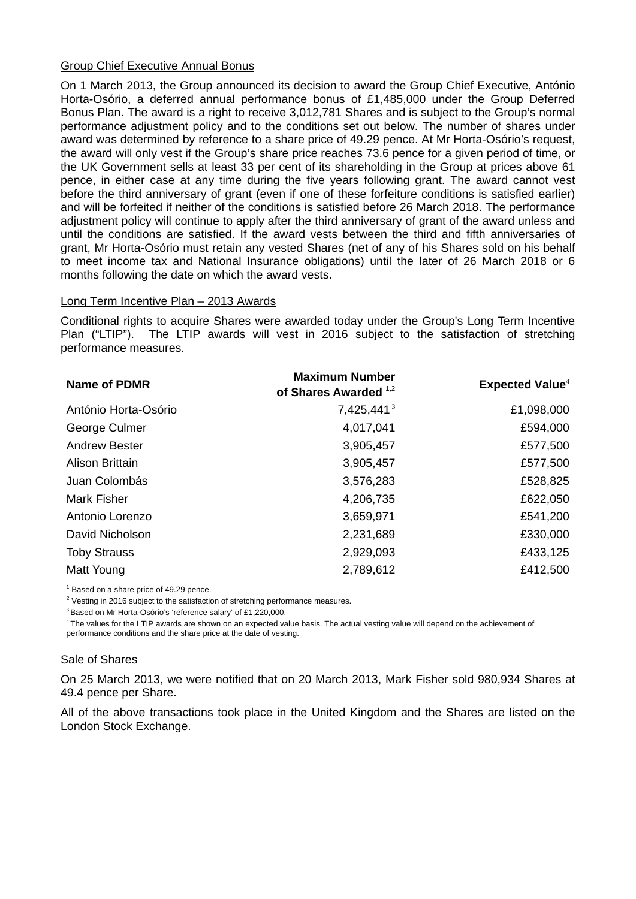Group Chief Executive Annual Bonus

On 1 March 2013, the Group announced its decision to award the Group Chief Executive, António Horta-Osório, a deferred annual performance bonus of £1,485,000 under the Group Deferred Bonus Plan. The award is a right to receive 3,012,781 Shares and is subject to the Group's normal performance adjustment policy and to the conditions set out below. The number of shares under award was determined by reference to a share price of 49.29 pence. At Mr Horta-Osório's request, the award will only vest if the Group's share price reaches 73.6 pence for a given period of time, or the UK Government sells at least 33 per cent of its shareholding in the Group at prices above 61 pence, in either case at any time during the five years following grant. The award cannot vest before the third anniversary of grant (even if one of these forfeiture conditions is satisfied earlier) and will be forfeited if neither of the conditions is satisfied before 26 March 2018. The performance adjustment policy will continue to apply after the third anniversary of grant of the award unless and until the conditions are satisfied. If the award vests between the third and fifth anniversaries of grant, Mr Horta-Osório must retain any vested Shares (net of any of his Shares sold on his behalf to meet income tax and National Insurance obligations) until the later of 26 March 2018 or 6 months following the date on which the award vests.

Long Term Incentive Plan – 2013 Awards

Conditional rights to acquire Shares were awarded today under the Group's Long Term Incentive Plan ("LTIP"). The LTIP awards will vest in 2016 subject to the satisfaction of stretching performance measures.

| Name of PDMR | Maximum Number of Shares Awarded [1,2] | Expected Value[4] |
|---|---:|---:|
| António Horta-Osório | 7,425,441[3] | £1,098,000 |
| George Culmer | 4,017,041 | £594,000 |
| Andrew Bester | 3,905,457 | £577,500 |
| Alison Brittain | 3,905,457 | £577,500 |
| Juan Colombás | 3,576,283 | £528,825 |
| Mark Fisher | 4,206,735 | £622,050 |
| Antonio Lorenzo | 3,659,971 | £541,200 |
| David Nicholson | 2,231,689 | £330,000 |
| Toby Strauss | 2,929,093 | £433,125 |
| Matt Young | 2,789,612 | £412,500 |

[1] Based on a share price of 49.29 pence.

[2] Vesting in 2016 subject to the satisfaction of stretching performance measures.

[3] Based on Mr Horta-Osório's 'reference salary' of £1,220,000.

[4] The values for the LTIP awards are shown on an expected value basis. The actual vesting value will depend on the achievement of performance conditions and the share price at the date of vesting.

Sale of Shares

On 25 March 2013, we were notified that on 20 March 2013, Mark Fisher sold 980,934 Shares at 49.4 pence per Share.

All of the above transactions took place in the United Kingdom and the Shares are listed on the London Stock Exchange.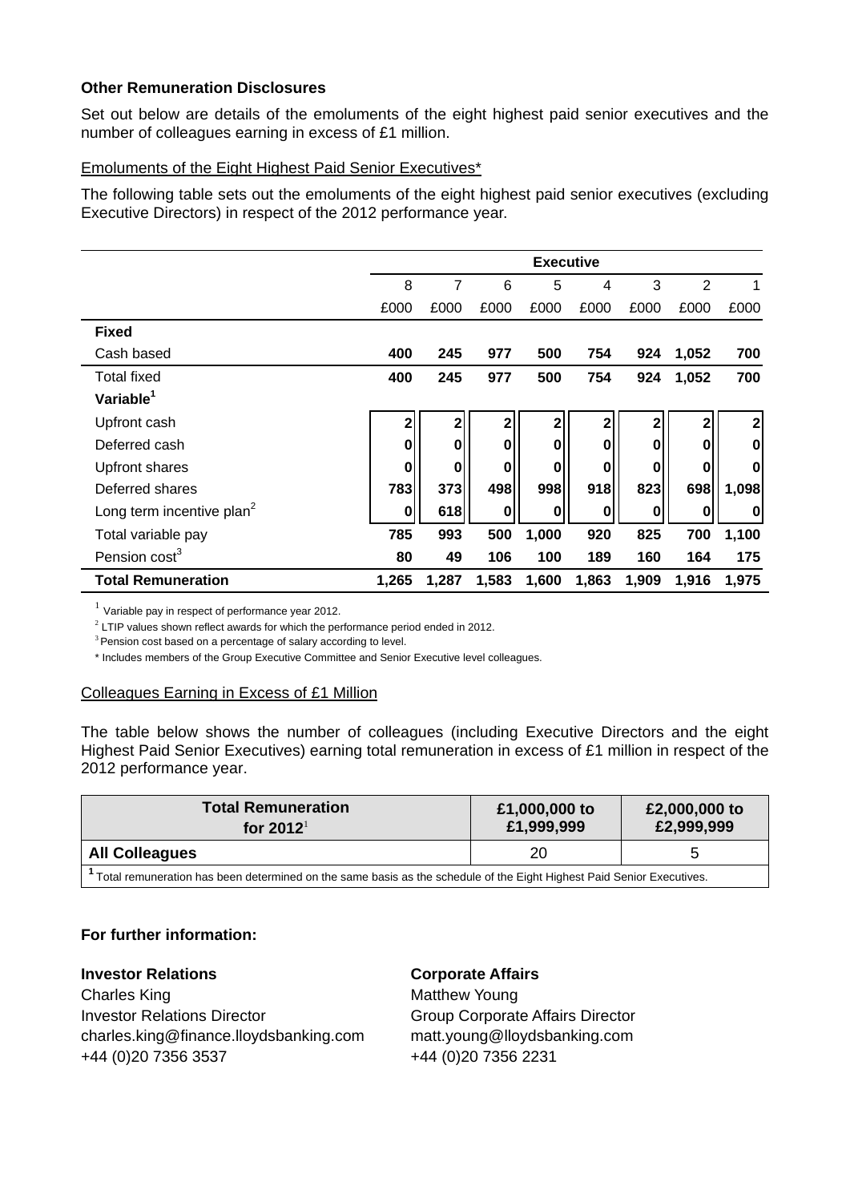**Other Remuneration Disclosures**

Set out below are details of the emoluments of the eight highest paid senior executives and the number of colleagues earning in excess of £1 million.

Emoluments of the Eight Highest Paid Senior Executives*

The following table sets out the emoluments of the eight highest paid senior executives (excluding Executive Directors) in respect of the 2012 performance year.

| | Executive | | | | | | | |
|---|---|---|---|---|---|---|---|---|
| | 8 | 7 | 6 | 5 | 4 | 3 | 2 | 1 |
| | £000 | £000 | £000 | £000 | £000 | £000 | £000 | £000 |
| **Fixed** | | | | | | | | |
| Cash based | **400** | **245** | **977** | **500** | **754** | **924** | **1,052** | **700** |
| Total fixed | **400** | **245** | **977** | **500** | **754** | **924** | **1,052** | **700** |
| **Variable**[1] | | | | | | | | |
| Upfront cash | **2** | **2** | **2** | **2** | **2** | **2** | **2** | **2** |
| Deferred cash | **0** | **0** | **0** | **0** | **0** | **0** | **0** | **0** |
| Upfront shares | **0** | **0** | **0** | **0** | **0** | **0** | **0** | **0** |
| Deferred shares | **783** | **373** | **498** | **998** | **918** | **823** | **698** | **1,098** |
| Long term incentive plan[2] | **0** | **618** | **0** | **0** | **0** | **0** | **0** | **0** |
| Total variable pay | **785** | **993** | **500** | **1,000** | **920** | **825** | **700** | **1,100** |
| Pension cost[3] | **80** | **49** | **106** | **100** | **189** | **160** | **164** | **175** |
| **Total Remuneration** | **1,265** | **1,287** | **1,583** | **1,600** | **1,863** | **1,909** | **1,916** | **1,975** |

[1] Variable pay in respect of performance year 2012.

[2] LTIP values shown reflect awards for which the performance period ended in 2012.

[3] Pension cost based on a percentage of salary according to level.

* Includes members of the Group Executive Committee and Senior Executive level colleagues.

Colleagues Earning in Excess of £1 Million

The table below shows the number of colleagues (including Executive Directors and the eight Highest Paid Senior Executives) earning total remuneration in excess of £1 million in respect of the 2012 performance year.

| Total Remuneration for 2012[1] | £1,000,000 to £1,999,999 | £2,000,000 to £2,999,999 |
|---|---|---|
| **All Colleagues** | 20 | 5 |

[1] Total remuneration has been determined on the same basis as the schedule of the Eight Highest Paid Senior Executives.

**For further information:**

**Investor Relations**
Charles King
Investor Relations Director
charles.king@finance.lloydsbanking.com
+44 (0)20 7356 3537

**Corporate Affairs**
Matthew Young
Group Corporate Affairs Director
matt.young@lloydsbanking.com
+44 (0)20 7356 2231